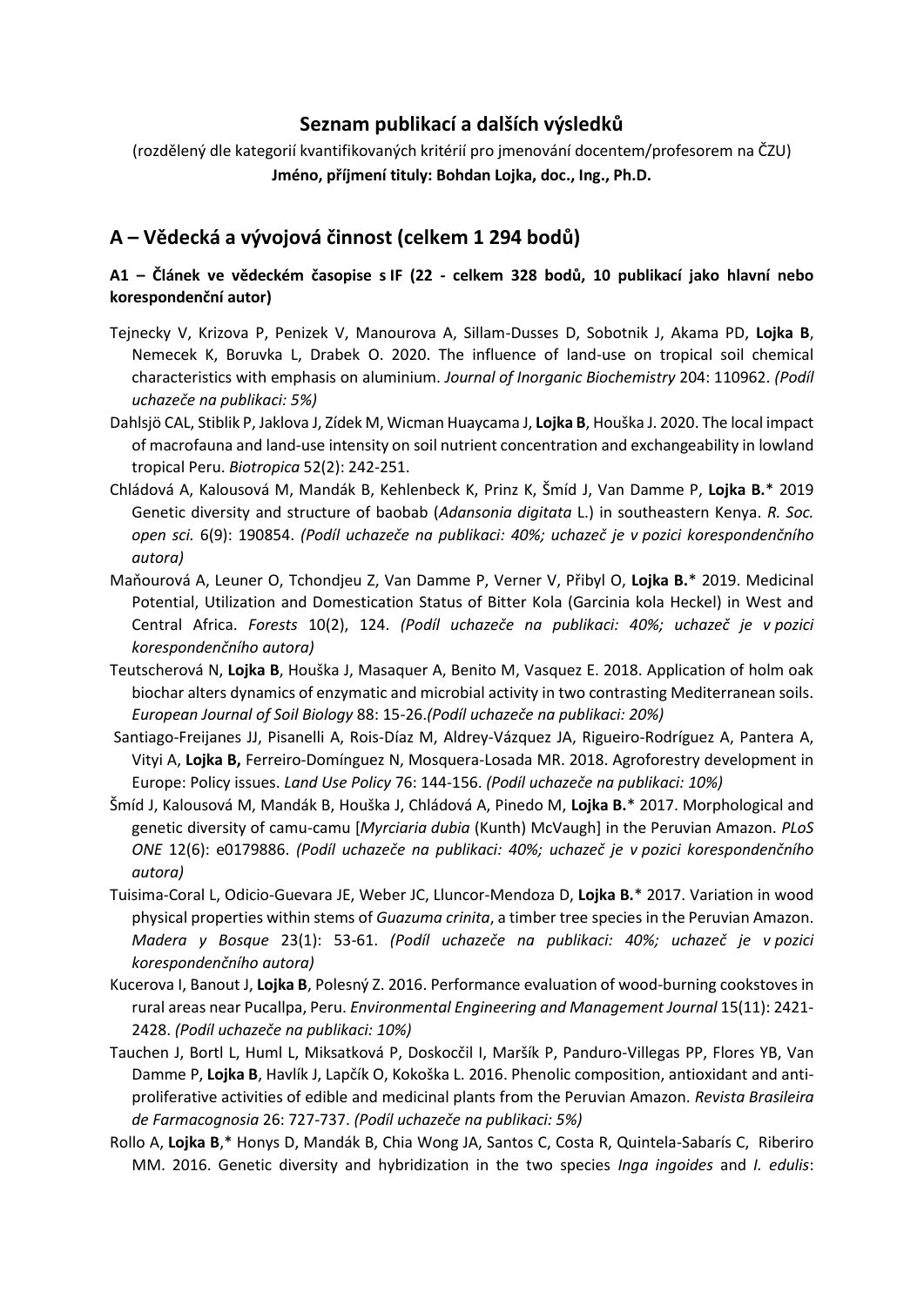# Seznam publikací a dalších výsledků

(rozdělený dle kategorií kvantifikovaných kritérií pro jmenování docentem/profesorem na ČZU)

**Jméno, příjmení tituly: Bohdan Lojka, doc., Ing., Ph.D.**

## A – Vědecká a vývojová činnost (celkem 1 294 bodů)

### A1 – Článek ve vědeckém časopise s IF (22 - celkem 328 bodů, 10 publikací jako hlavní nebo korespondenční autor)

Tejnecky V, Krizova P, Penizek V, Manourova A, Sillam-Dusses D, Sobotnik J, Akama PD, **Lojka B**, Nemecek K, Boruvka L, Drabek O. 2020. The influence of land-use on tropical soil chemical characteristics with emphasis on aluminium. *Journal of Inorganic Biochemistry* 204: 110962. *(Podíl uchazeče na publikaci: 5%)*

Dahlsjö CAL, Stiblik P, Jaklova J, Zídek M, Wicman Huaycama J, **Lojka B**, Houška J. 2020. The local impact of macrofauna and land-use intensity on soil nutrient concentration and exchangeability in lowland tropical Peru. *Biotropica* 52(2): 242-251.

Chládová A, Kalousová M, Mandák B, Kehlenbeck K, Prinz K, Šmíd J, Van Damme P, **Lojka B.**\* 2019 Genetic diversity and structure of baobab (*Adansonia digitata* L.) in southeastern Kenya. *R. Soc. open sci.* 6(9): 190854. *(Podíl uchazeče na publikaci: 40%; uchazeč je v pozici korespondenčního autora)*

Maňourová A, Leuner O, Tchondjeu Z, Van Damme P, Verner V, Přibyl O, **Lojka B.**\* 2019. Medicinal Potential, Utilization and Domestication Status of Bitter Kola (Garcinia kola Heckel) in West and Central Africa. *Forests* 10(2), 124. *(Podíl uchazeče na publikaci: 40%; uchazeč je v pozici korespondenčního autora)*

Teutscherová N, **Lojka B**, Houška J, Masaquer A, Benito M, Vasquez E. 2018. Application of holm oak biochar alters dynamics of enzymatic and microbial activity in two contrasting Mediterranean soils. *European Journal of Soil Biology* 88: 15-26.*(Podíl uchazeče na publikaci: 20%)*

Santiago-Freijanes JJ, Pisanelli A, Rois-Díaz M, Aldrey-Vázquez JA, Rigueiro-Rodríguez A, Pantera A, Vityi A, **Lojka B,** Ferreiro-Domínguez N, Mosquera-Losada MR. 2018. Agroforestry development in Europe: Policy issues. *Land Use Policy* 76: 144-156. *(Podíl uchazeče na publikaci: 10%)*

Šmíd J, Kalousová M, Mandák B, Houška J, Chládová A, Pinedo M, **Lojka B.**\* 2017. Morphological and genetic diversity of camu-camu [*Myrciaria dubia* (Kunth) McVaugh] in the Peruvian Amazon. *PLoS ONE* 12(6): e0179886. *(Podíl uchazeče na publikaci: 40%; uchazeč je v pozici korespondenčního autora)*

Tuisima-Coral L, Odicio-Guevara JE, Weber JC, Lluncor-Mendoza D, **Lojka B.**\* 2017. Variation in wood physical properties within stems of *Guazuma crinita*, a timber tree species in the Peruvian Amazon. *Madera y Bosque* 23(1): 53-61. *(Podíl uchazeče na publikaci: 40%; uchazeč je v pozici korespondenčního autora)*

Kucerova I, Banout J, **Lojka B**, Polesný Z. 2016. Performance evaluation of wood-burning cookstoves in rural areas near Pucallpa, Peru. *Environmental Engineering and Management Journal* 15(11): 2421-2428. *(Podíl uchazeče na publikaci: 10%)*

Tauchen J, Bortl L, Huml L, Miksatková P, Doskocčil I, Maršík P, Panduro-Villegas PP, Flores YB, Van Damme P, **Lojka B**, Havlík J, Lapčík O, Kokoška L. 2016. Phenolic composition, antioxidant and anti-proliferative activities of edible and medicinal plants from the Peruvian Amazon. *Revista Brasileira de Farmacognosia* 26: 727-737. *(Podíl uchazeče na publikaci: 5%)*

Rollo A, **Lojka B**,\* Honys D, Mandák B, Chia Wong JA, Santos C, Costa R, Quintela-Sabarís C, Riberiro MM. 2016. Genetic diversity and hybridization in the two species *Inga ingoides* and *I. edulis*: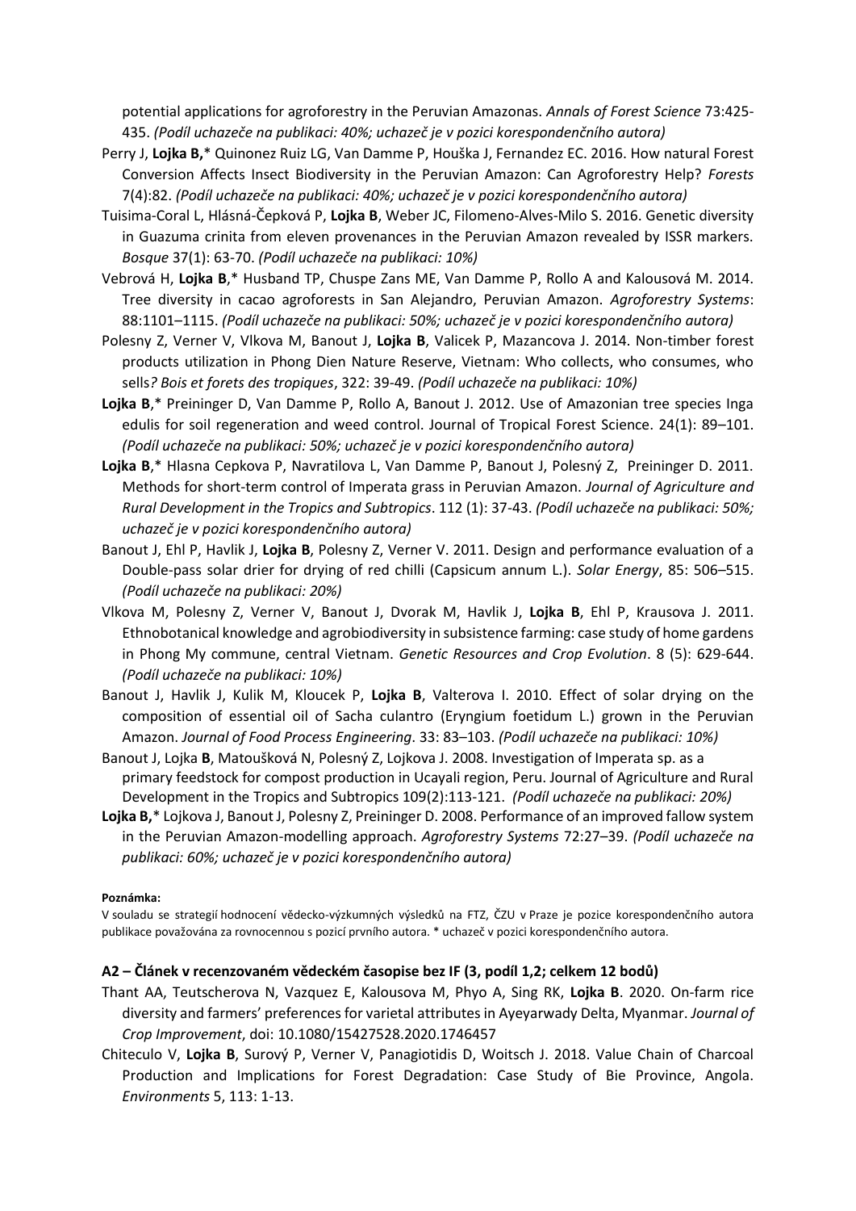potential applications for agroforestry in the Peruvian Amazonas. *Annals of Forest Science* 73:425-435. *(Podíl uchazeče na publikaci: 40%; uchazeč je v pozici korespondenčního autora)*

Perry J, **Lojka B,*** Quinonez Ruiz LG, Van Damme P, Houška J, Fernandez EC. 2016. How natural Forest Conversion Affects Insect Biodiversity in the Peruvian Amazon: Can Agroforestry Help? *Forests* 7(4):82. *(Podíl uchazeče na publikaci: 40%; uchazeč je v pozici korespondenčního autora)*

Tuisima-Coral L, Hlásná-Čepková P, **Lojka B**, Weber JC, Filomeno-Alves-Milo S. 2016. Genetic diversity in Guazuma crinita from eleven provenances in the Peruvian Amazon revealed by ISSR markers. *Bosque* 37(1): 63-70. *(Podíl uchazeče na publikaci: 10%)*

Vebrová H, **Lojka B**,* Husband TP, Chuspe Zans ME, Van Damme P, Rollo A and Kalousová M. 2014. Tree diversity in cacao agroforests in San Alejandro, Peruvian Amazon. *Agroforestry Systems*: 88:1101–1115. *(Podíl uchazeče na publikaci: 50%; uchazeč je v pozici korespondenčního autora)*

Polesny Z, Verner V, Vlkova M, Banout J, **Lojka B**, Valicek P, Mazancova J. 2014. Non-timber forest products utilization in Phong Dien Nature Reserve, Vietnam: Who collects, who consumes, who sells*? Bois et forets des tropiques*, 322: 39-49. *(Podíl uchazeče na publikaci: 10%)*

**Lojka B**,* Preininger D, Van Damme P, Rollo A, Banout J. 2012. Use of Amazonian tree species Inga edulis for soil regeneration and weed control. Journal of Tropical Forest Science. 24(1): 89–101. *(Podíl uchazeče na publikaci: 50%; uchazeč je v pozici korespondenčního autora)*

**Lojka B**,* Hlasna Cepkova P, Navratilova L, Van Damme P, Banout J, Polesný Z, Preininger D. 2011. Methods for short-term control of Imperata grass in Peruvian Amazon. *Journal of Agriculture and Rural Development in the Tropics and Subtropics*. 112 (1): 37-43. *(Podíl uchazeče na publikaci: 50%; uchazeč je v pozici korespondenčního autora)*

Banout J, Ehl P, Havlik J, **Lojka B**, Polesny Z, Verner V. 2011. Design and performance evaluation of a Double-pass solar drier for drying of red chilli (Capsicum annum L.). *Solar Energy*, 85: 506–515. *(Podíl uchazeče na publikaci: 20%)*

Vlkova M, Polesny Z, Verner V, Banout J, Dvorak M, Havlik J, **Lojka B**, Ehl P, Krausova J. 2011. Ethnobotanical knowledge and agrobiodiversity in subsistence farming: case study of home gardens in Phong My commune, central Vietnam. *Genetic Resources and Crop Evolution*. 8 (5): 629-644. *(Podíl uchazeče na publikaci: 10%)*

Banout J, Havlik J, Kulik M, Kloucek P, **Lojka B**, Valterova I. 2010. Effect of solar drying on the composition of essential oil of Sacha culantro (Eryngium foetidum L.) grown in the Peruvian Amazon. *Journal of Food Process Engineering*. 33: 83–103. *(Podíl uchazeče na publikaci: 10%)*

Banout J, Lojka **B**, Matoušková N, Polesný Z, Lojkova J. 2008. Investigation of Imperata sp. as a primary feedstock for compost production in Ucayali region, Peru. Journal of Agriculture and Rural Development in the Tropics and Subtropics 109(2):113-121. *(Podíl uchazeče na publikaci: 20%)*

**Lojka B,*** Lojkova J, Banout J, Polesny Z, Preininger D. 2008. Performance of an improved fallow system in the Peruvian Amazon-modelling approach. *Agroforestry Systems* 72:27–39. *(Podíl uchazeče na publikaci: 60%; uchazeč je v pozici korespondenčního autora)*

**Poznámka:**

V souladu se strategií hodnocení vědecko-výzkumných výsledků na FTZ, ČZU v Praze je pozice korespondenčního autora publikace považována za rovnocennou s pozicí prvního autora. * uchazeč v pozici korespondenčního autora.

### A2 – Článek v recenzovaném vědeckém časopise bez IF (3, podíl 1,2; celkem 12 bodů)

Thant AA, Teutscherova N, Vazquez E, Kalousova M, Phyo A, Sing RK, **Lojka B**. 2020. On-farm rice diversity and farmers' preferences for varietal attributes in Ayeyarwady Delta, Myanmar. *Journal of Crop Improvement*, doi: 10.1080/15427528.2020.1746457

Chiteculo V, **Lojka B**, Surový P, Verner V, Panagiotidis D, Woitsch J. 2018. Value Chain of Charcoal Production and Implications for Forest Degradation: Case Study of Bie Province, Angola. *Environments* 5, 113: 1-13.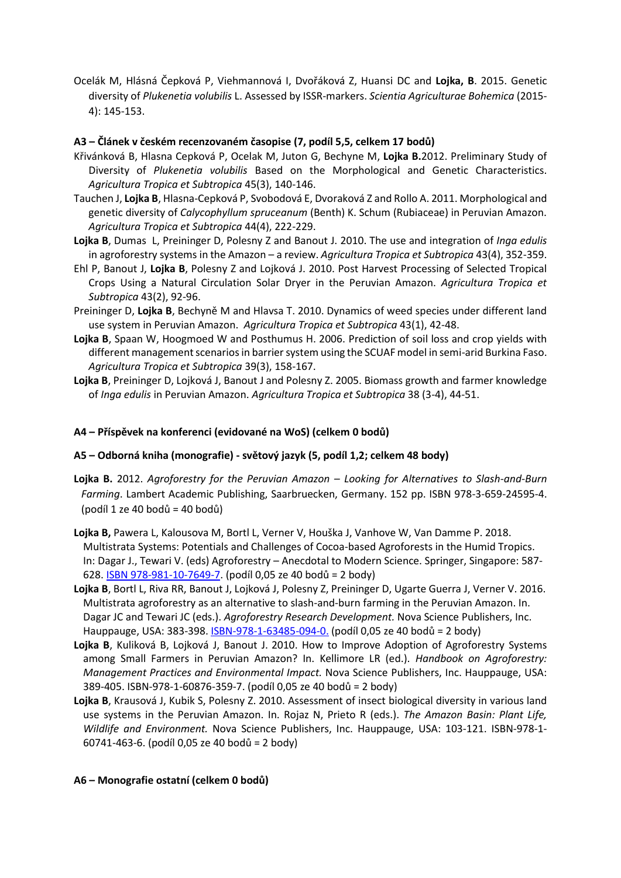Ocelák M, Hlásná Čepková P, Viehmannová I, Dvořáková Z, Huansi DC and **Lojka, B**. 2015. Genetic diversity of *Plukenetia volubilis* L. Assessed by ISSR-markers. *Scientia Agriculturae Bohemica* (2015-4): 145-153.

**A3 – Článek v českém recenzovaném časopise (7, podíl 5,5, celkem 17 bodů)**

Křivánková B, Hlasna Cepková P, Ocelak M, Juton G, Bechyne M, **Lojka B.**2012. Preliminary Study of Diversity of *Plukenetia volubilis* Based on the Morphological and Genetic Characteristics. *Agricultura Tropica et Subtropica* 45(3), 140-146.

Tauchen J, **Lojka B**, Hlasna-Cepková P, Svobodová E, Dvoraková Z and Rollo A. 2011. Morphological and genetic diversity of *Calycophyllum spruceanum* (Benth) K. Schum (Rubiaceae) in Peruvian Amazon. *Agricultura Tropica et Subtropica* 44(4), 222-229.

**Lojka B**, Dumas L, Preininger D, Polesny Z and Banout J. 2010. The use and integration of *Inga edulis* in agroforestry systems in the Amazon – a review. *Agricultura Tropica et Subtropica* 43(4), 352-359.

Ehl P, Banout J, **Lojka B**, Polesny Z and Lojková J. 2010. Post Harvest Processing of Selected Tropical Crops Using a Natural Circulation Solar Dryer in the Peruvian Amazon. *Agricultura Tropica et Subtropica* 43(2), 92-96.

Preininger D, **Lojka B**, Bechyně M and Hlavsa T. 2010. Dynamics of weed species under different land use system in Peruvian Amazon. *Agricultura Tropica et Subtropica* 43(1), 42-48.

**Lojka B**, Spaan W, Hoogmoed W and Posthumus H. 2006. Prediction of soil loss and crop yields with different management scenarios in barrier system using the SCUAF model in semi-arid Burkina Faso. *Agricultura Tropica et Subtropica* 39(3), 158-167.

**Lojka B**, Preininger D, Lojková J, Banout J and Polesny Z. 2005. Biomass growth and farmer knowledge of *Inga edulis* in Peruvian Amazon. *Agricultura Tropica et Subtropica* 38 (3-4), 44-51.

**A4 – Příspěvek na konferenci (evidované na WoS) (celkem 0 bodů)**

**A5 – Odborná kniha (monografie) - světový jazyk (5, podíl 1,2; celkem 48 body)**

**Lojka B.** 2012. *Agroforestry for the Peruvian Amazon – Looking for Alternatives to Slash-and-Burn Farming*. Lambert Academic Publishing, Saarbruecken, Germany. 152 pp. ISBN 978-3-659-24595-4. (podíl 1 ze 40 bodů = 40 bodů)

**Lojka B,** Pawera L, Kalousova M, Bortl L, Verner V, Houška J, Vanhove W, Van Damme P. 2018. Multistrata Systems: Potentials and Challenges of Cocoa-based Agroforests in the Humid Tropics. In: Dagar J., Tewari V. (eds) Agroforestry – Anecdotal to Modern Science. Springer, Singapore: 587-628. ISBN 978-981-10-7649-7. (podíl 0,05 ze 40 bodů = 2 body)

**Lojka B**, Bortl L, Riva RR, Banout J, Lojková J, Polesny Z, Preininger D, Ugarte Guerra J, Verner V. 2016. Multistrata agroforestry as an alternative to slash-and-burn farming in the Peruvian Amazon. In. Dagar JC and Tewari JC (eds.). *Agroforestry Research Development.* Nova Science Publishers, Inc. Hauppauge, USA: 383-398. ISBN-978-1-63485-094-0. (podíl 0,05 ze 40 bodů = 2 body)

**Lojka B**, Kuliková B, Lojková J, Banout J. 2010. How to Improve Adoption of Agroforestry Systems among Small Farmers in Peruvian Amazon? In. Kellimore LR (ed.). *Handbook on Agroforestry: Management Practices and Environmental Impact.* Nova Science Publishers, Inc. Hauppauge, USA: 389-405. ISBN-978-1-60876-359-7. (podíl 0,05 ze 40 bodů = 2 body)

**Lojka B**, Krausová J, Kubik S, Polesny Z. 2010. Assessment of insect biological diversity in various land use systems in the Peruvian Amazon. In. Rojaz N, Prieto R (eds.). *The Amazon Basin: Plant Life, Wildlife and Environment.* Nova Science Publishers, Inc. Hauppauge, USA: 103-121. ISBN-978-1-60741-463-6. (podíl 0,05 ze 40 bodů = 2 body)

**A6 – Monografie ostatní (celkem 0 bodů)**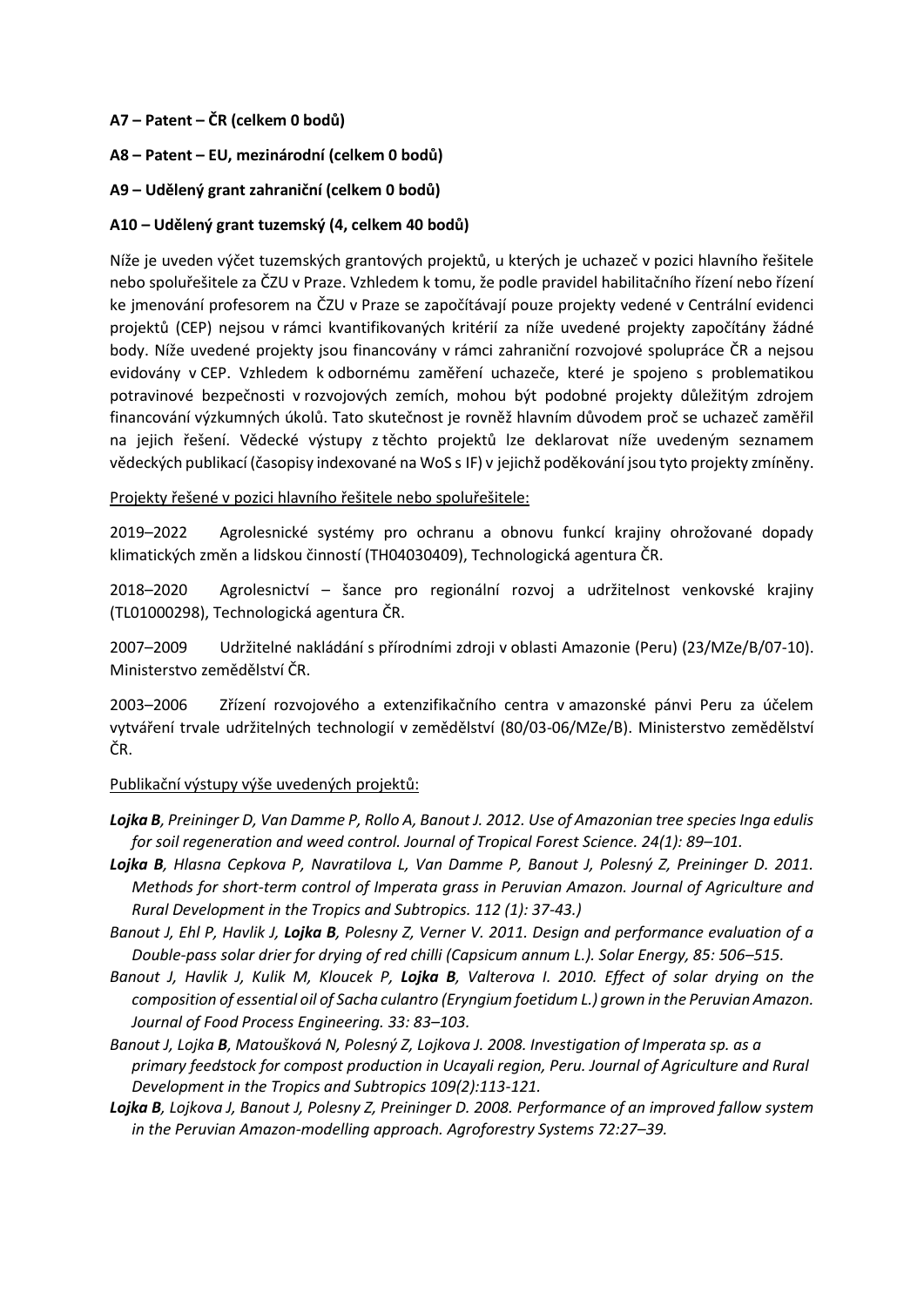**A7 – Patent – ČR (celkem 0 bodů)**

**A8 – Patent – EU, mezinárodní (celkem 0 bodů)**

**A9 – Udělený grant zahraniční (celkem 0 bodů)**

**A10 – Udělený grant tuzemský (4, celkem 40 bodů)**

Níže je uveden výčet tuzemských grantových projektů, u kterých je uchazeč v pozici hlavního řešitele nebo spoluřešitele za ČZU v Praze. Vzhledem k tomu, že podle pravidel habilitačního řízení nebo řízení ke jmenování profesorem na ČZU v Praze se započítávají pouze projekty vedené v Centrální evidenci projektů (CEP) nejsou v rámci kvantifikovaných kritérií za níže uvedené projekty započítány žádné body. Níže uvedené projekty jsou financovány v rámci zahraniční rozvojové spolupráce ČR a nejsou evidovány v CEP. Vzhledem k odbornému zaměření uchazeče, které je spojeno s problematikou potravinové bezpečnosti v rozvojových zemích, mohou být podobné projekty důležitým zdrojem financování výzkumných úkolů. Tato skutečnost je rovněž hlavním důvodem proč se uchazeč zaměřil na jejich řešení. Vědecké výstupy z těchto projektů lze deklarovat níže uvedeným seznamem vědeckých publikací (časopisy indexované na WoS s IF) v jejichž poděkování jsou tyto projekty zmíněny.

Projekty řešené v pozici hlavního řešitele nebo spoluřešitele:

2019–2022 Agrolesnické systémy pro ochranu a obnovu funkcí krajiny ohrožované dopady klimatických změn a lidskou činností (TH04030409), Technologická agentura ČR.

2018–2020 Agrolesnictví – šance pro regionální rozvoj a udržitelnost venkovské krajiny (TL01000298), Technologická agentura ČR.

2007–2009 Udržitelné nakládání s přírodními zdroji v oblasti Amazonie (Peru) (23/MZe/B/07-10). Ministerstvo zemědělství ČR.

2003–2006 Zřízení rozvojového a extenzifikačního centra v amazonské pánvi Peru za účelem vytváření trvale udržitelných technologií v zemědělství (80/03-06/MZe/B). Ministerstvo zemědělství ČR.

Publikační výstupy výše uvedených projektů:

- ***Lojka B****, Preininger D, Van Damme P, Rollo A, Banout J. 2012. Use of Amazonian tree species Inga edulis for soil regeneration and weed control. Journal of Tropical Forest Science. 24(1): 89–101.*
- ***Lojka B****, Hlasna Cepkova P, Navratilova L, Van Damme P, Banout J, Polesný Z, Preininger D. 2011. Methods for short-term control of Imperata grass in Peruvian Amazon. Journal of Agriculture and Rural Development in the Tropics and Subtropics. 112 (1): 37-43.)*
- *Banout J, Ehl P, Havlik J,* ***Lojka B****, Polesny Z, Verner V. 2011. Design and performance evaluation of a Double-pass solar drier for drying of red chilli (Capsicum annum L.). Solar Energy, 85: 506–515.*
- *Banout J, Havlik J, Kulik M, Kloucek P,* ***Lojka B****, Valterova I. 2010. Effect of solar drying on the composition of essential oil of Sacha culantro (Eryngium foetidum L.) grown in the Peruvian Amazon. Journal of Food Process Engineering. 33: 83–103.*
- *Banout J, Lojka* ***B****, Matoušková N, Polesný Z, Lojkova J. 2008. Investigation of Imperata sp. as a primary feedstock for compost production in Ucayali region, Peru. Journal of Agriculture and Rural Development in the Tropics and Subtropics 109(2):113-121.*
- ***Lojka B****, Lojkova J, Banout J, Polesny Z, Preininger D. 2008. Performance of an improved fallow system in the Peruvian Amazon-modelling approach. Agroforestry Systems 72:27–39.*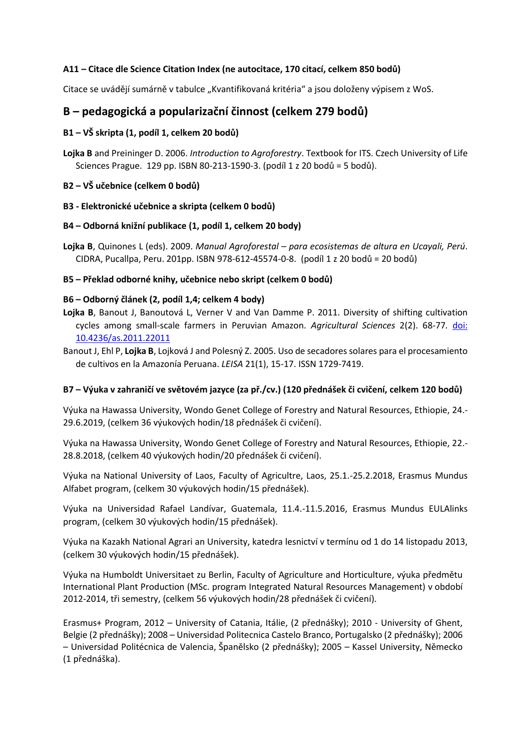**A11 – Citace dle Science Citation Index (ne autocitace, 170 citací, celkem 850 bodů)**

Citace se uvádějí sumárně v tabulce „Kvantifikovaná kritéria" a jsou doloženy výpisem z WoS.

## B – pedagogická a popularizační činnost (celkem 279 bodů)

**B1 – VŠ skripta (1, podíl 1, celkem 20 bodů)**

**Lojka B** and Preininger D. 2006. *Introduction to Agroforestry*. Textbook for ITS. Czech University of Life Sciences Prague. 129 pp. ISBN 80-213-1590-3. (podíl 1 z 20 bodů = 5 bodů).

**B2 – VŠ učebnice (celkem 0 bodů)**

**B3 - Elektronické učebnice a skripta (celkem 0 bodů)**

**B4 – Odborná knižní publikace (1, podíl 1, celkem 20 body)**

**Lojka B**, Quinones L (eds). 2009. *Manual Agroforestal – para ecosistemas de altura en Ucayali, Perú*. CIDRA, Pucallpa, Peru. 201pp. ISBN 978-612-45574-0-8. (podíl 1 z 20 bodů = 20 bodů)

**B5 – Překlad odborné knihy, učebnice nebo skript (celkem 0 bodů)**

**B6 – Odborný článek (2, podíl 1,4; celkem 4 body)**

**Lojka B**, Banout J, Banoutová L, Verner V and Van Damme P. 2011. Diversity of shifting cultivation cycles among small-scale farmers in Peruvian Amazon. *Agricultural Sciences* 2(2). 68-77. doi: 10.4236/as.2011.22011

Banout J, Ehl P, **Lojka B**, Lojková J and Polesný Z. 2005. Uso de secadores solares para el procesamiento de cultivos en la Amazonía Peruana. *LEISA* 21(1), 15-17. ISSN 1729-7419.

**B7 – Výuka v zahraničí ve světovém jazyce (za př./cv.) (120 přednášek či cvičení, celkem 120 bodů)**

Výuka na Hawassa University, Wondo Genet College of Forestry and Natural Resources, Ethiopie, 24.-29.6.2019, (celkem 36 výukových hodin/18 přednášek či cvičení).

Výuka na Hawassa University, Wondo Genet College of Forestry and Natural Resources, Ethiopie, 22.-28.8.2018, (celkem 40 výukových hodin/20 přednášek či cvičení).

Výuka na National University of Laos, Faculty of Agricultre, Laos, 25.1.-25.2.2018, Erasmus Mundus Alfabet program, (celkem 30 výukových hodin/15 přednášek).

Výuka na Universidad Rafael Landívar, Guatemala, 11.4.-11.5.2016, Erasmus Mundus EULAlinks program, (celkem 30 výukových hodin/15 přednášek).

Výuka na Kazakh National Agrari an University, katedra lesnictví v termínu od 1 do 14 listopadu 2013, (celkem 30 výukových hodin/15 přednášek).

Výuka na Humboldt Universitaet zu Berlin, Faculty of Agriculture and Horticulture, výuka předmětu International Plant Production (MSc. program Integrated Natural Resources Management) v období 2012-2014, tři semestry, (celkem 56 výukových hodin/28 přednášek či cvičení).

Erasmus+ Program, 2012 – University of Catania, Itálie, (2 přednášky); 2010 - University of Ghent, Belgie (2 přednášky); 2008 – Universidad Politecnica Castelo Branco, Portugalsko (2 přednášky); 2006 – Universidad Politécnica de Valencia, Španělsko (2 přednášky); 2005 – Kassel University, Německo (1 přednáška).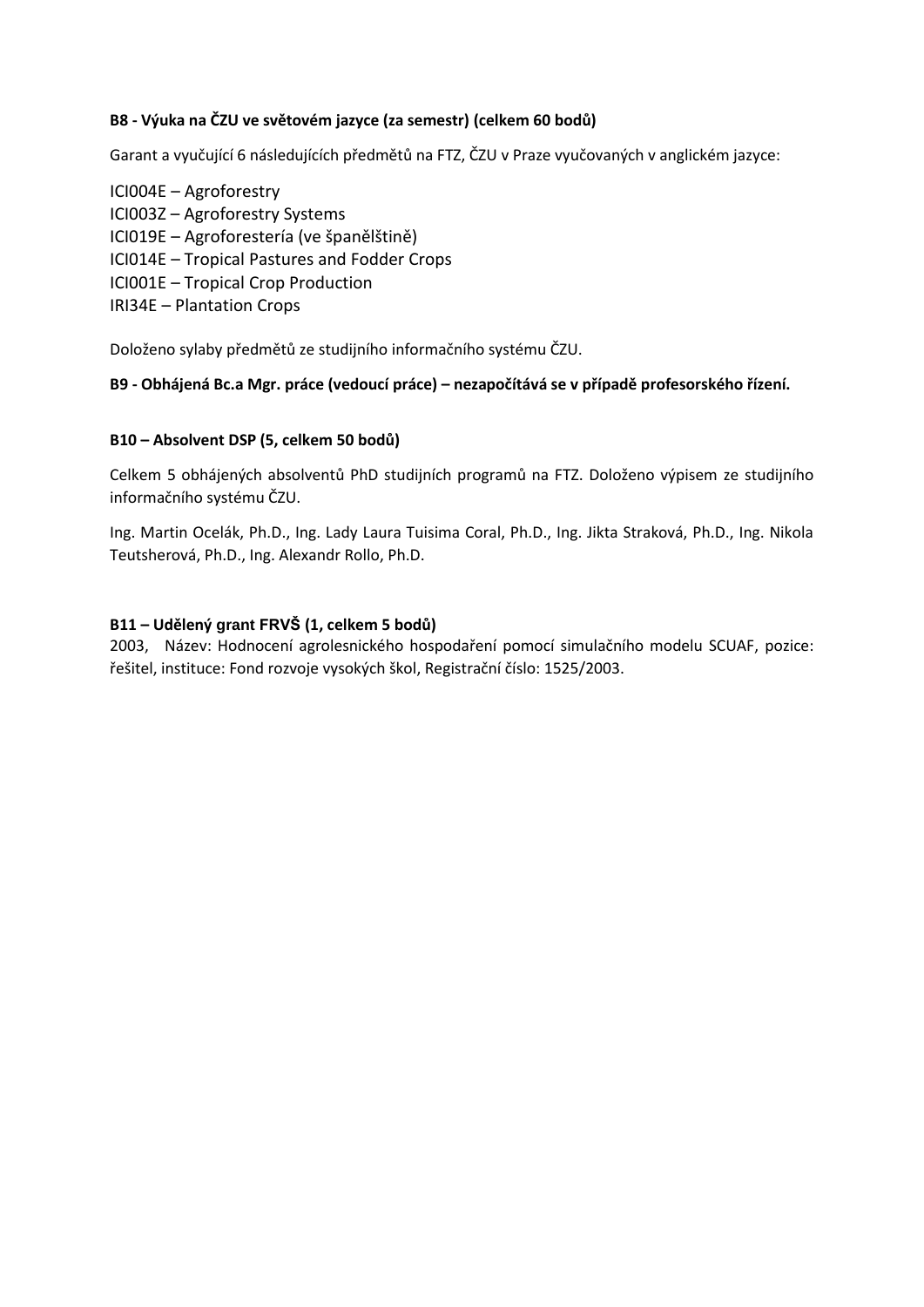**B8 - Výuka na ČZU ve světovém jazyce (za semestr) (celkem 60 bodů)**

Garant a vyučující 6 následujících předmětů na FTZ, ČZU v Praze vyučovaných v anglickém jazyce:

ICI004E – Agroforestry
ICI003Z – Agroforestry Systems
ICI019E – Agroforestería (ve španělštině)
ICI014E – Tropical Pastures and Fodder Crops
ICI001E – Tropical Crop Production
IRI34E – Plantation Crops

Doloženo sylaby předmětů ze studijního informačního systému ČZU.

**B9 - Obhájená Bc.a Mgr. práce (vedoucí práce) – nezapočítává se v případě profesorského řízení.**

**B10 – Absolvent DSP (5, celkem 50 bodů)**

Celkem 5 obhájených absolventů PhD studijních programů na FTZ. Doloženo výpisem ze studijního informačního systému ČZU.

Ing. Martin Ocelák, Ph.D., Ing. Lady Laura Tuisima Coral, Ph.D., Ing. Jikta Straková, Ph.D., Ing. Nikola Teutsherová, Ph.D., Ing. Alexandr Rollo, Ph.D.

**B11 – Udělený grant FRVŠ (1, celkem 5 bodů)**

2003, Název: Hodnocení agrolesnického hospodaření pomocí simulačního modelu SCUAF, pozice: řešitel, instituce: Fond rozvoje vysokých škol, Registrační číslo: 1525/2003.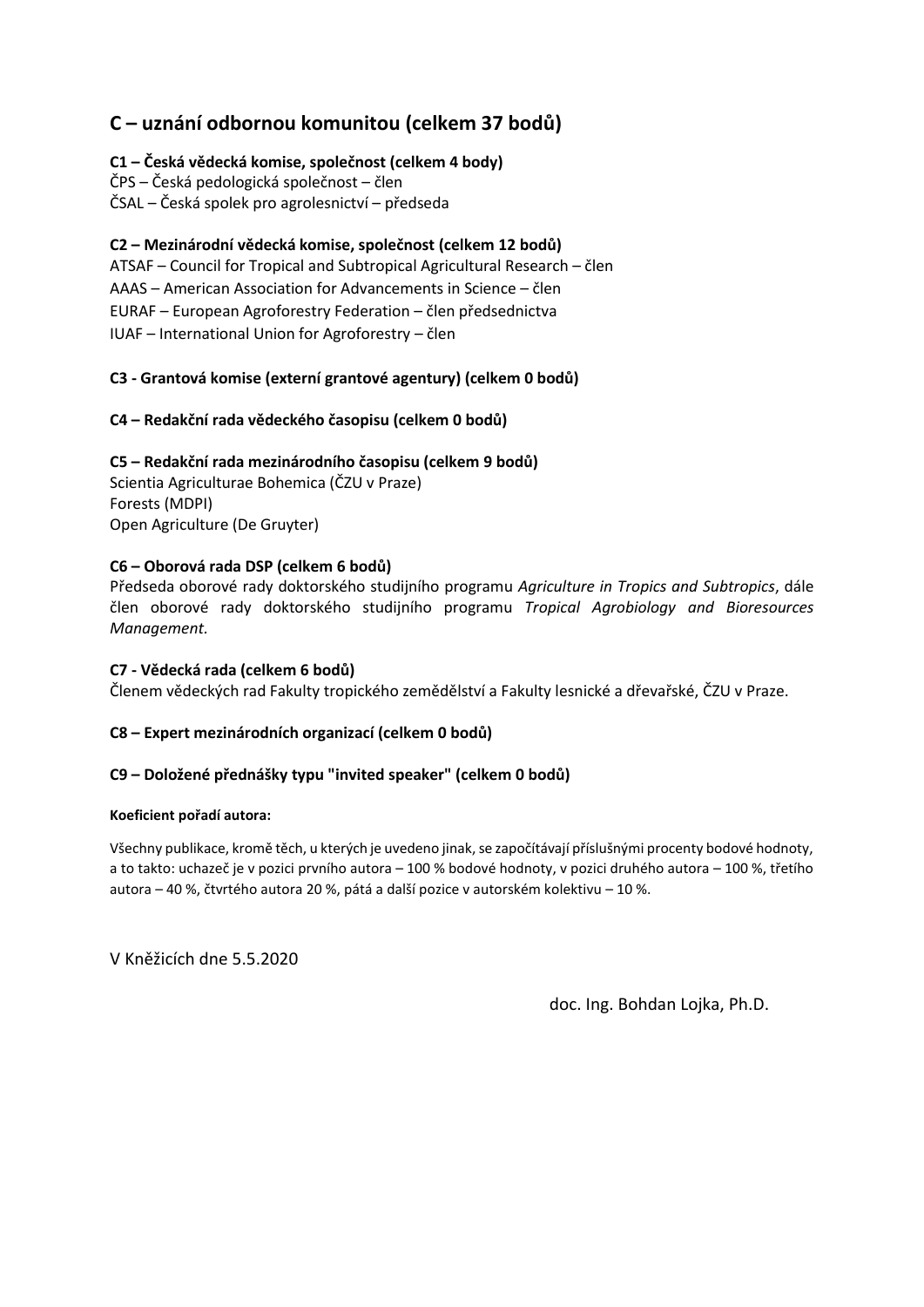## C – uznání odbornou komunitou (celkem 37 bodů)

**C1 – Česká vědecká komise, společnost (celkem 4 body)**
ČPS – Česká pedologická společnost – člen
ČSAL – Česká spolek pro agrolesnictví – předseda

**C2 – Mezinárodní vědecká komise, společnost (celkem 12 bodů)**
ATSAF – Council for Tropical and Subtropical Agricultural Research – člen
AAAS – American Association for Advancements in Science – člen
EURAF – European Agroforestry Federation – člen předsednictva
IUAF – International Union for Agroforestry – člen

**C3 - Grantová komise (externí grantové agentury) (celkem 0 bodů)**

**C4 – Redakční rada vědeckého časopisu (celkem 0 bodů)**

**C5 – Redakční rada mezinárodního časopisu (celkem 9 bodů)**
Scientia Agriculturae Bohemica (ČZU v Praze)
Forests (MDPI)
Open Agriculture (De Gruyter)

**C6 – Oborová rada DSP (celkem 6 bodů)**
Předseda oborové rady doktorského studijního programu *Agriculture in Tropics and Subtropics*, dále člen oborové rady doktorského studijního programu *Tropical Agrobiology and Bioresources Management*.

**C7 - Vědecká rada (celkem 6 bodů)**
Členem vědeckých rad Fakulty tropického zemědělství a Fakulty lesnické a dřevařské, ČZU v Praze.

**C8 – Expert mezinárodních organizací (celkem 0 bodů)**

**C9 – Doložené přednášky typu "invited speaker" (celkem 0 bodů)**

**Koeficient pořadí autora:**

Všechny publikace, kromě těch, u kterých je uvedeno jinak, se započítávají příslušnými procenty bodové hodnoty, a to takto: uchazeč je v pozici prvního autora – 100 % bodové hodnoty, v pozici druhého autora – 100 %, třetího autora – 40 %, čtvrtého autora 20 %, pátá a další pozice v autorském kolektivu – 10 %.

V Kněžicích dne 5.5.2020

doc. Ing. Bohdan Lojka, Ph.D.